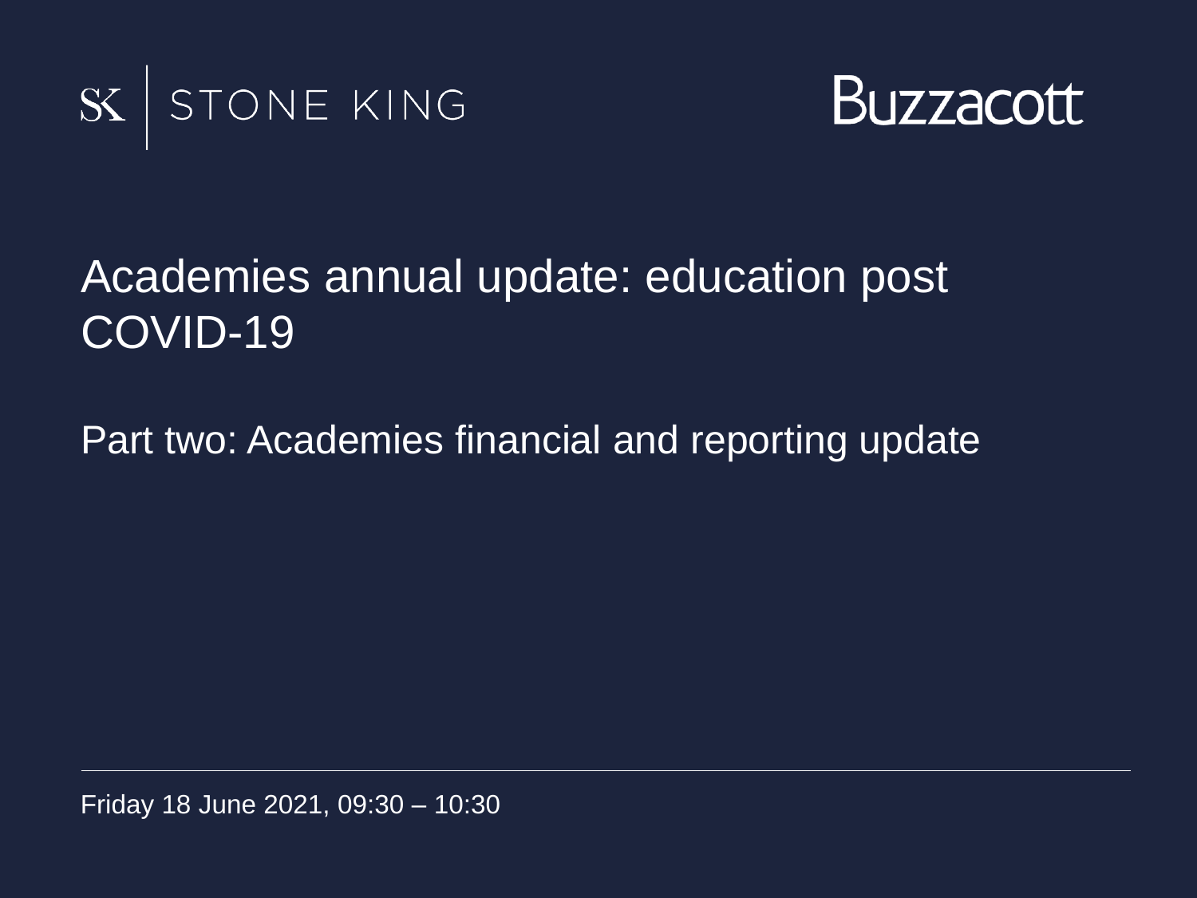SK | STONE KING

Buzzacott

# Academies annual update: education post COVID-19

## Part two: Academies financial and reporting update

Friday 18 June 2021, 09:30 – 10:30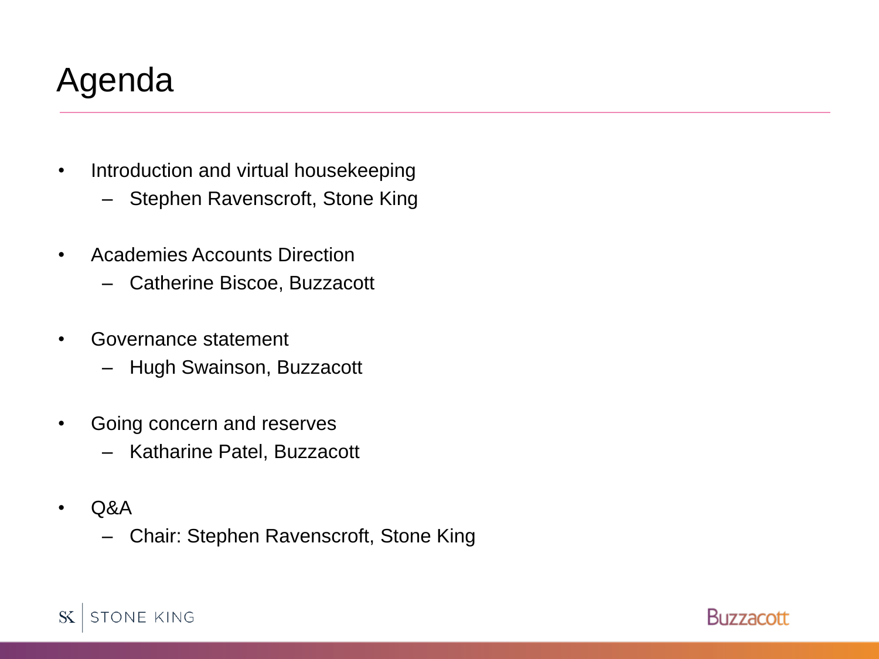# Agenda

- Introduction and virtual housekeeping
  - Stephen Ravenscroft, Stone King
- Academies Accounts Direction
  - Catherine Biscoe, Buzzacott
- Governance statement
  - Hugh Swainson, Buzzacott
- Going concern and reserves
  - Katharine Patel, Buzzacott
- Q&A
  - Chair: Stephen Ravenscroft, Stone King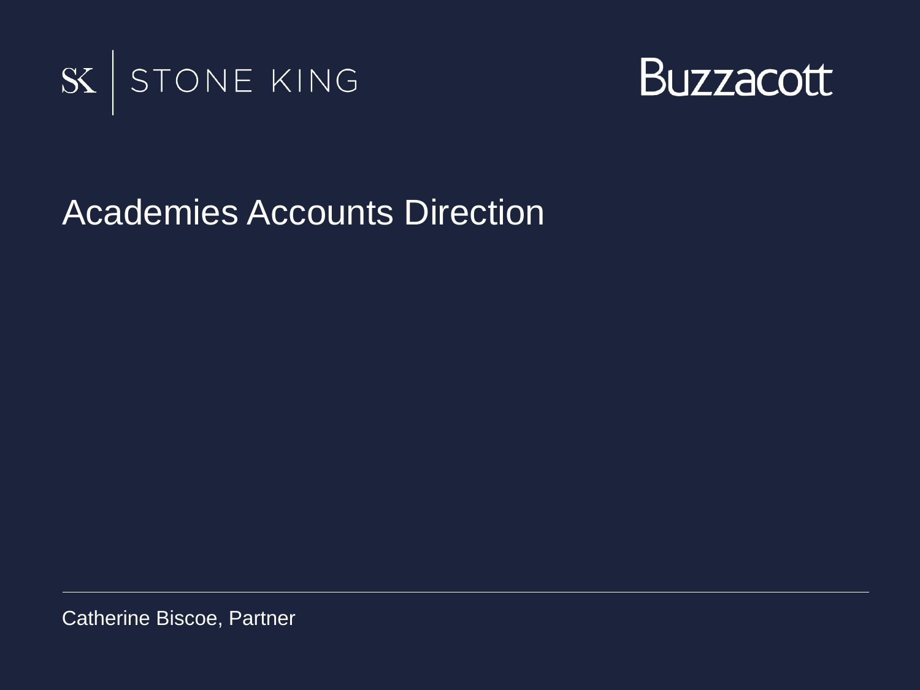SK | STONE KING

Buzzacott

# Academies Accounts Direction

Catherine Biscoe, Partner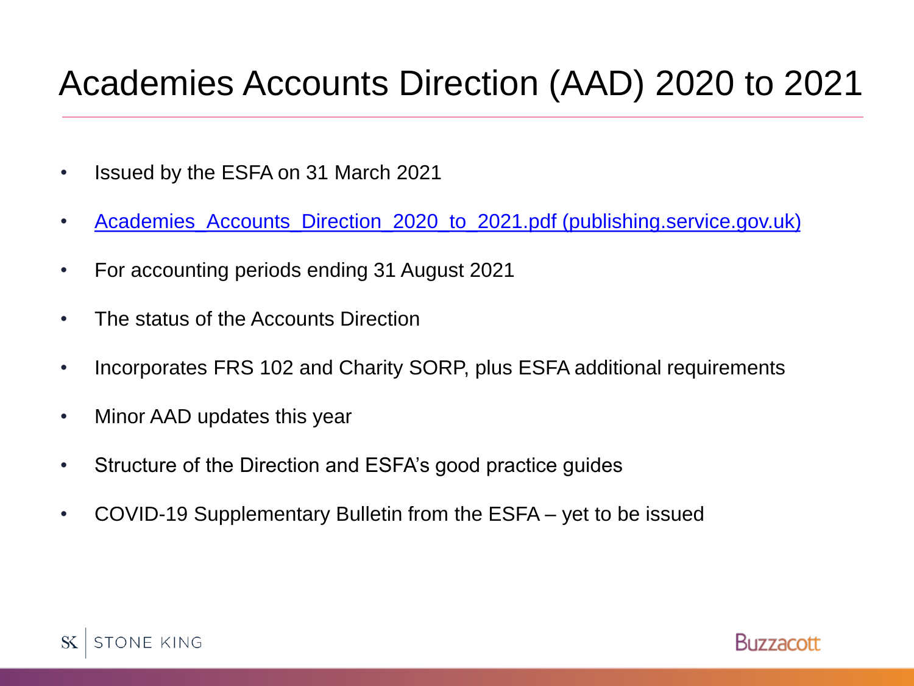# Academies Accounts Direction (AAD) 2020 to 2021

- Issued by the ESFA on 31 March 2021
- Academies_Accounts_Direction_2020_to_2021.pdf (publishing.service.gov.uk)
- For accounting periods ending 31 August 2021
- The status of the Accounts Direction
- Incorporates FRS 102 and Charity SORP, plus ESFA additional requirements
- Minor AAD updates this year
- Structure of the Direction and ESFA's good practice guides
- COVID-19 Supplementary Bulletin from the ESFA – yet to be issued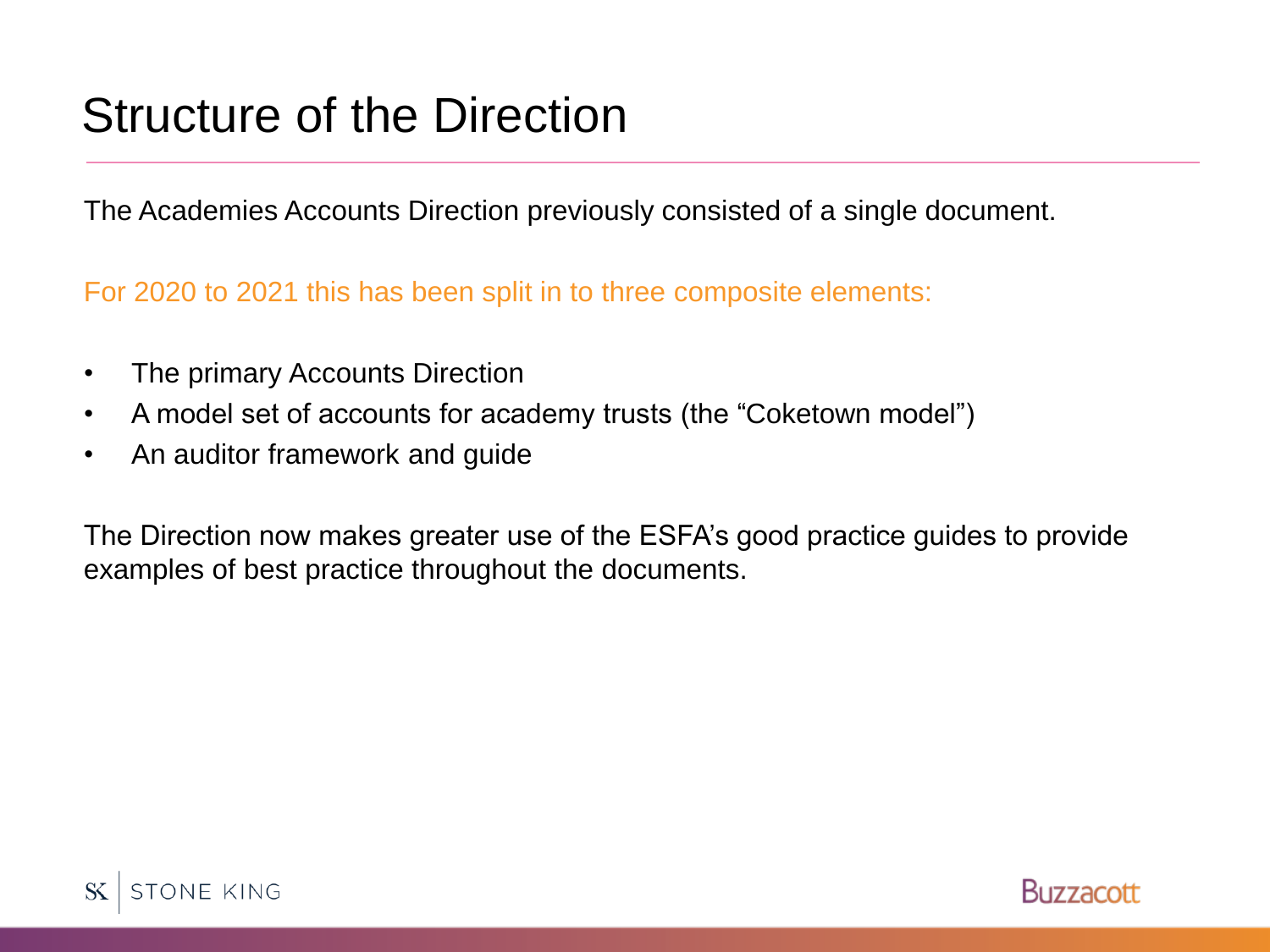# Structure of the Direction

The Academies Accounts Direction previously consisted of a single document.

For 2020 to 2021 this has been split in to three composite elements:

- The primary Accounts Direction
- A model set of accounts for academy trusts (the "Coketown model")
- An auditor framework and guide

The Direction now makes greater use of the ESFA's good practice guides to provide examples of best practice throughout the documents.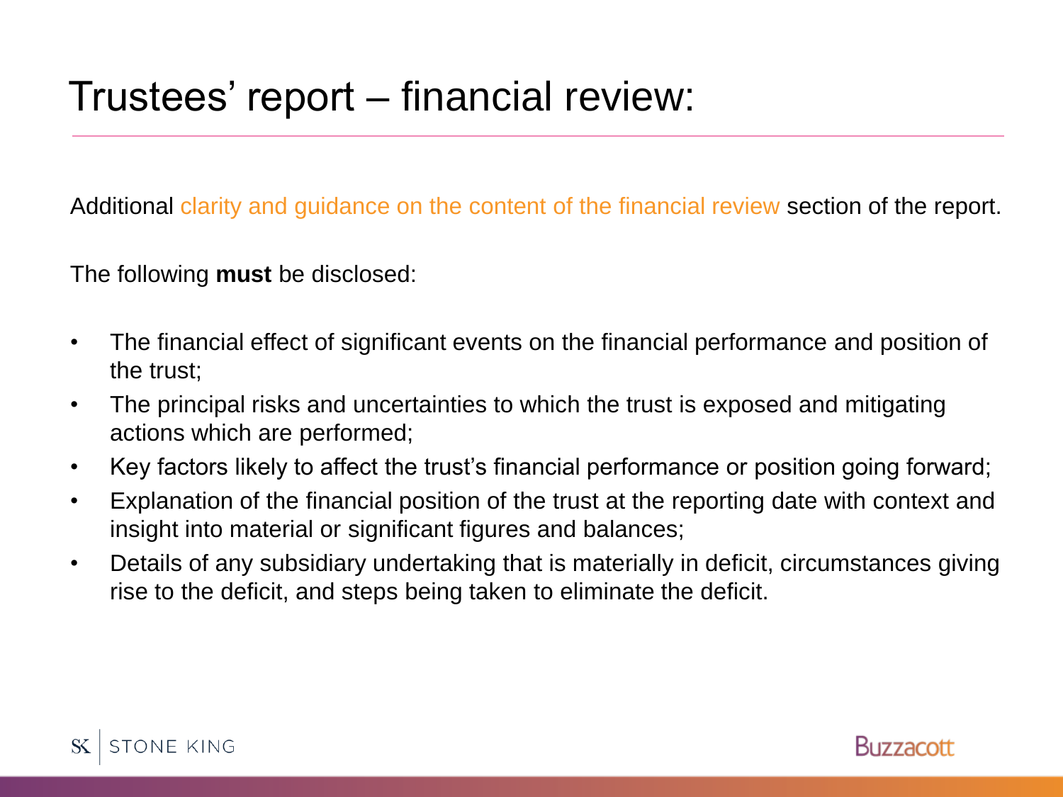# Trustees' report – financial review:

Additional clarity and guidance on the content of the financial review section of the report.

The following **must** be disclosed:

- The financial effect of significant events on the financial performance and position of the trust;
- The principal risks and uncertainties to which the trust is exposed and mitigating actions which are performed;
- Key factors likely to affect the trust's financial performance or position going forward;
- Explanation of the financial position of the trust at the reporting date with context and insight into material or significant figures and balances;
- Details of any subsidiary undertaking that is materially in deficit, circumstances giving rise to the deficit, and steps being taken to eliminate the deficit.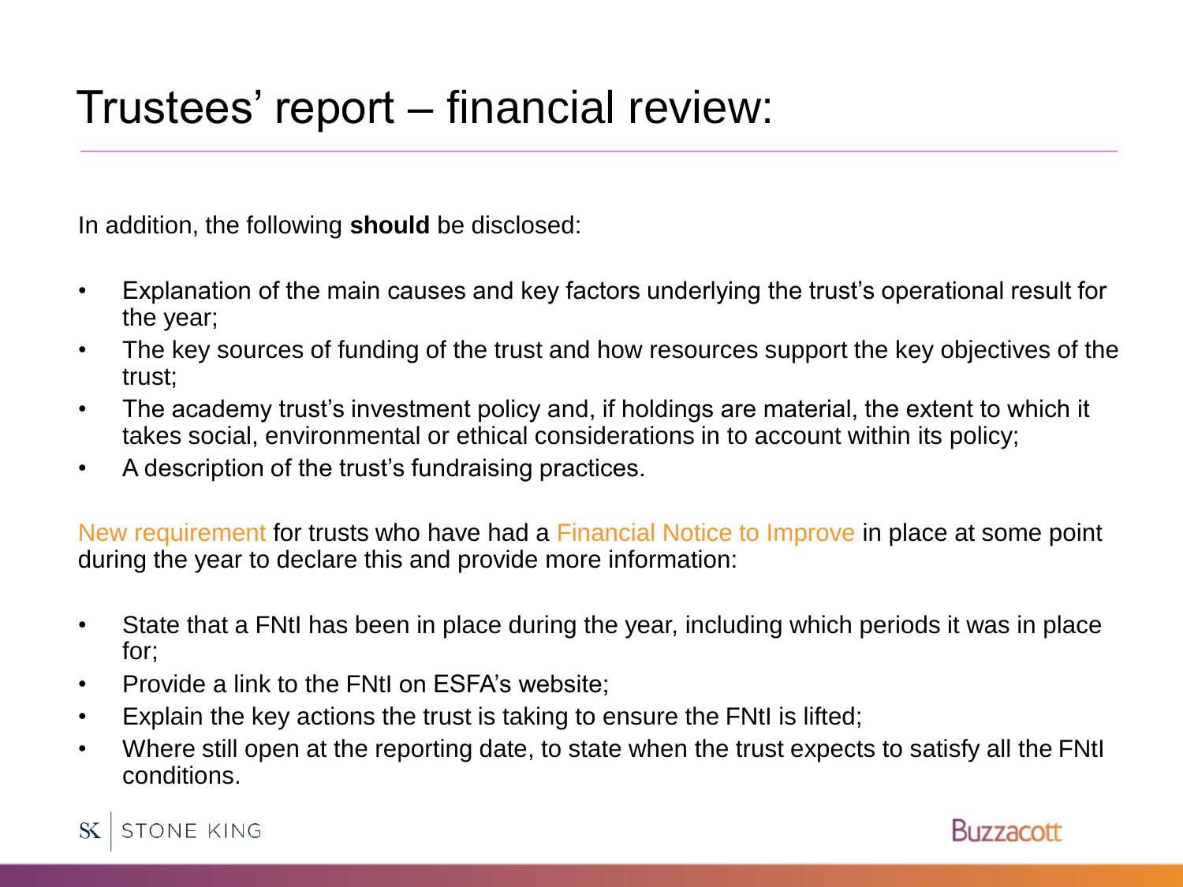# Trustees' report – financial review:

In addition, the following **should** be disclosed:

- Explanation of the main causes and key factors underlying the trust's operational result for the year;
- The key sources of funding of the trust and how resources support the key objectives of the trust;
- The academy trust's investment policy and, if holdings are material, the extent to which it takes social, environmental or ethical considerations in to account within its policy;
- A description of the trust's fundraising practices.

New requirement for trusts who have had a Financial Notice to Improve in place at some point during the year to declare this and provide more information:

- State that a FNtI has been in place during the year, including which periods it was in place for;
- Provide a link to the FNtI on ESFA's website;
- Explain the key actions the trust is taking to ensure the FNtI is lifted;
- Where still open at the reporting date, to state when the trust expects to satisfy all the FNtI conditions.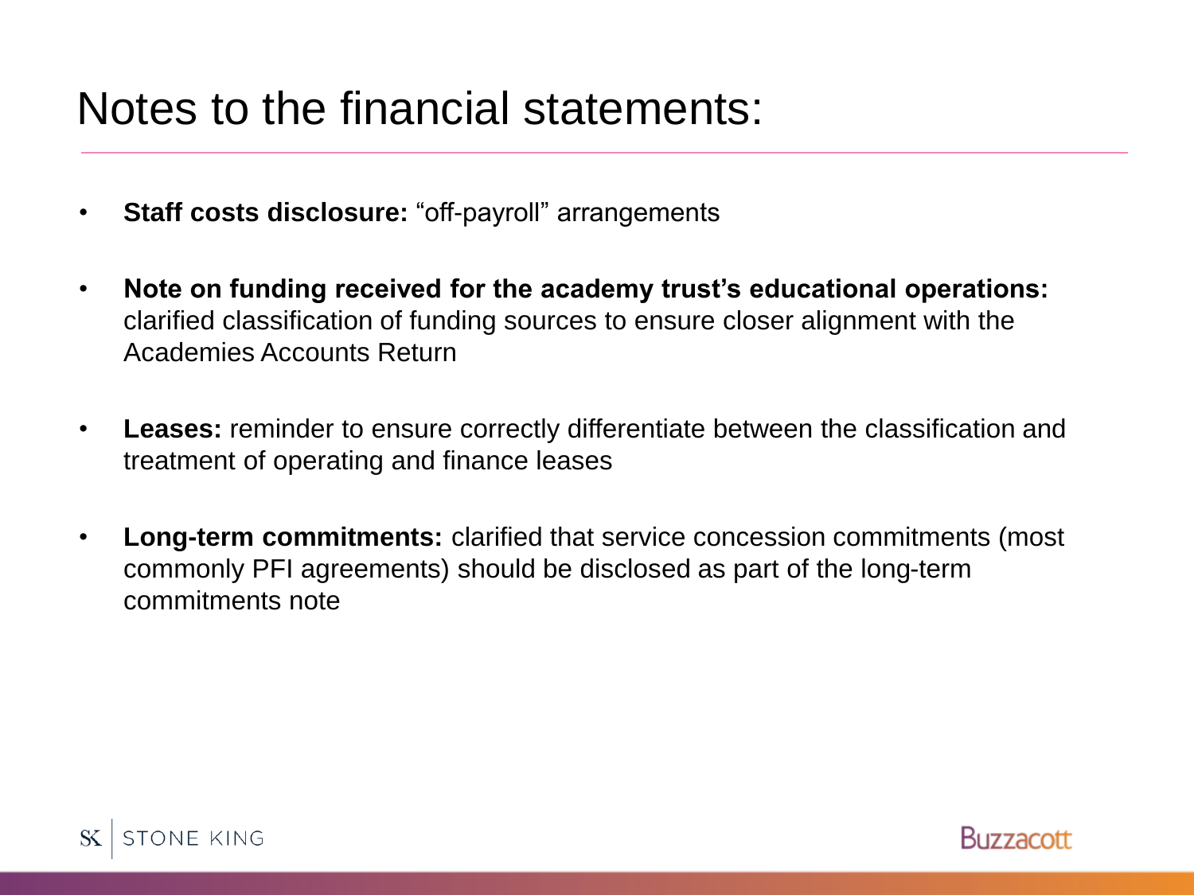# Notes to the financial statements:

- **Staff costs disclosure:** “off-payroll” arrangements
- **Note on funding received for the academy trust’s educational operations:** clarified classification of funding sources to ensure closer alignment with the Academies Accounts Return
- **Leases:** reminder to ensure correctly differentiate between the classification and treatment of operating and finance leases
- **Long-term commitments:** clarified that service concession commitments (most commonly PFI agreements) should be disclosed as part of the long-term commitments note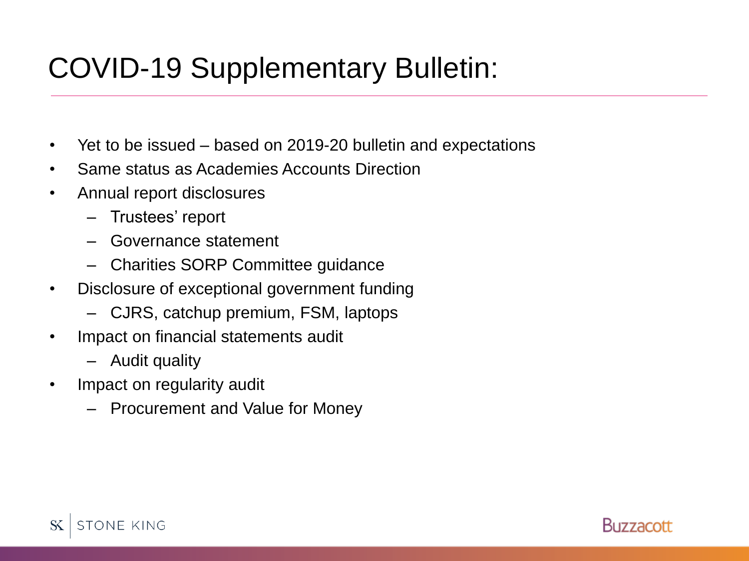# COVID-19 Supplementary Bulletin:

- Yet to be issued – based on 2019-20 bulletin and expectations
- Same status as Academies Accounts Direction
- Annual report disclosures
  - Trustees' report
  - Governance statement
  - Charities SORP Committee guidance
- Disclosure of exceptional government funding
  - CJRS, catchup premium, FSM, laptops
- Impact on financial statements audit
  - Audit quality
- Impact on regularity audit
  - Procurement and Value for Money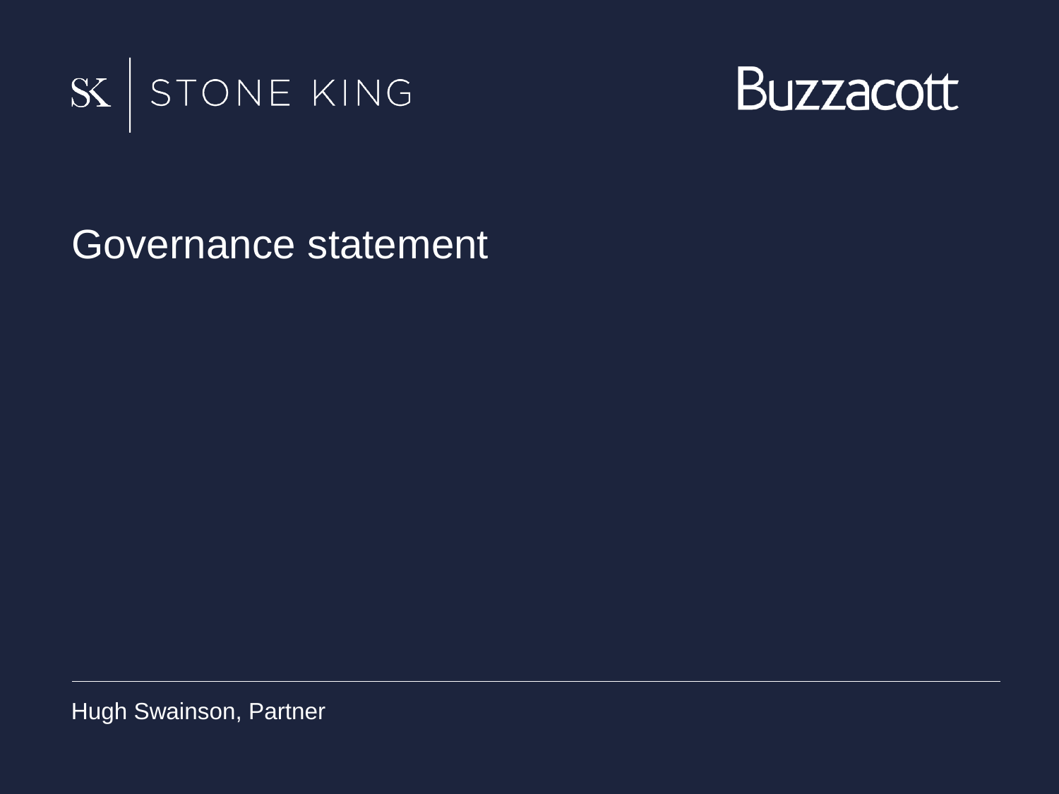SK | STONE KING

Buzzacott

# Governance statement

Hugh Swainson, Partner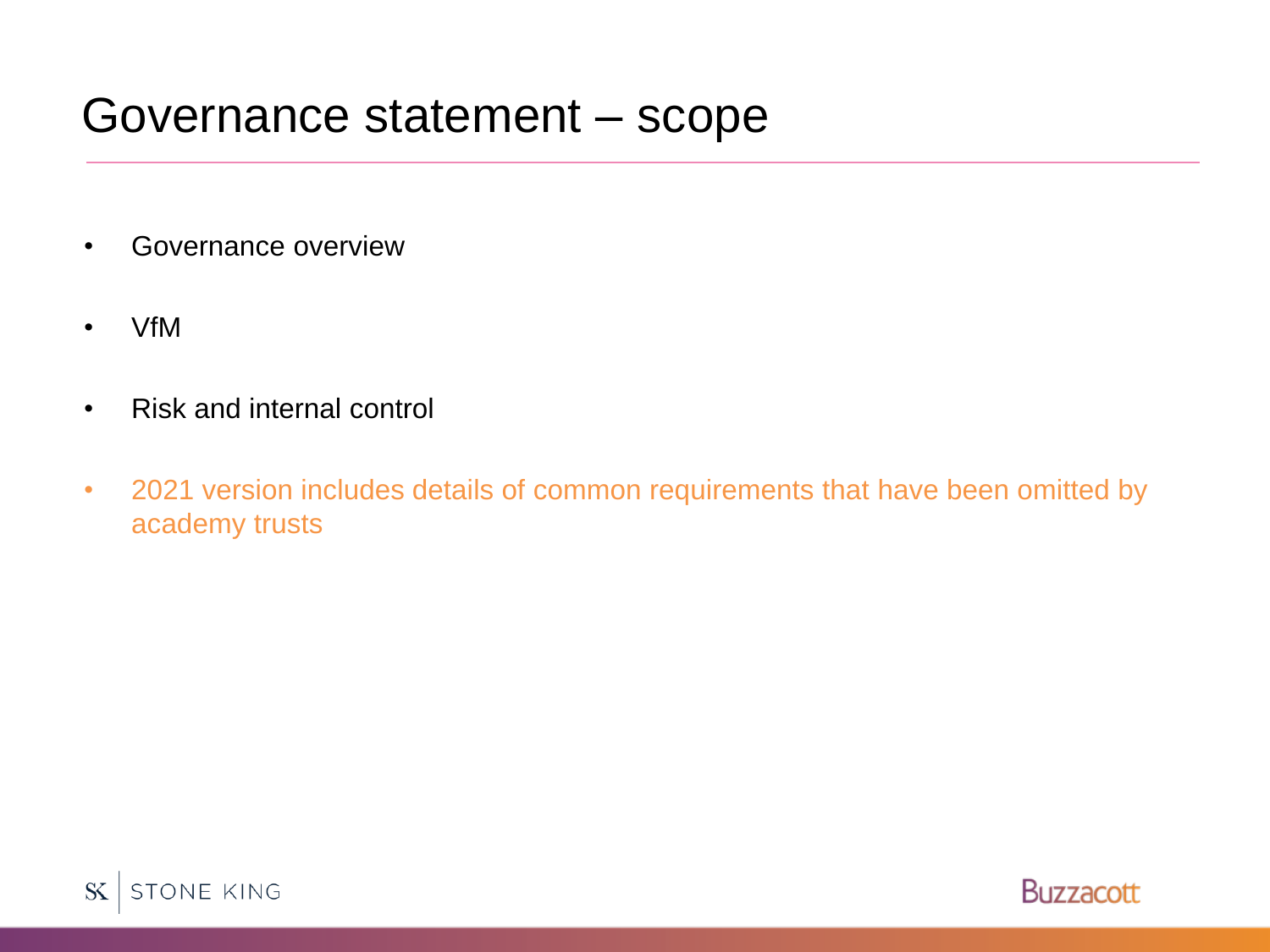# Governance statement – scope

- Governance overview
- VfM
- Risk and internal control
- 2021 version includes details of common requirements that have been omitted by academy trusts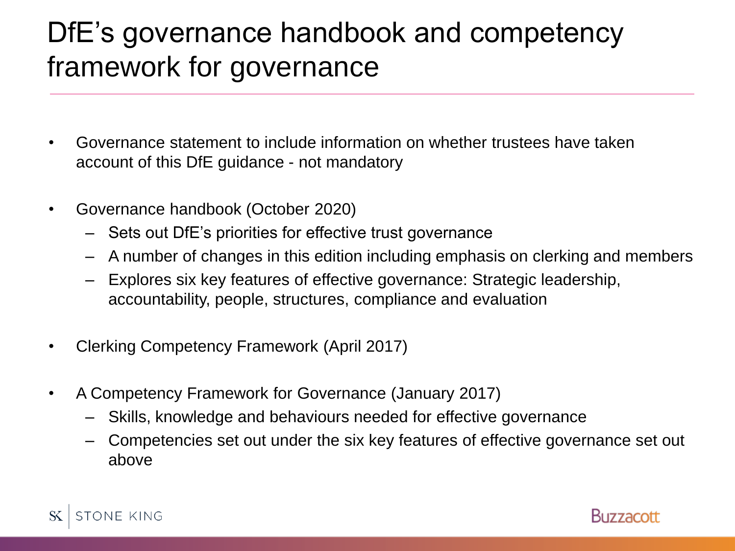# DfE's governance handbook and competency framework for governance

- Governance statement to include information on whether trustees have taken account of this DfE guidance - not mandatory
- Governance handbook (October 2020)
  - Sets out DfE's priorities for effective trust governance
  - A number of changes in this edition including emphasis on clerking and members
  - Explores six key features of effective governance: Strategic leadership, accountability, people, structures, compliance and evaluation
- Clerking Competency Framework (April 2017)
- A Competency Framework for Governance (January 2017)
  - Skills, knowledge and behaviours needed for effective governance
  - Competencies set out under the six key features of effective governance set out above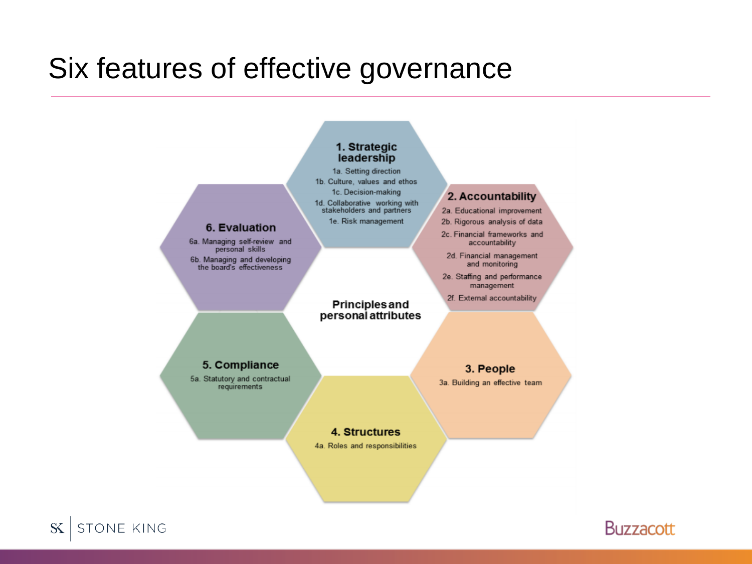# Six features of effective governance

**Principles and personal attributes**

### 1. Strategic leadership

- 1a. Setting direction
- 1b. Culture, values and ethos
- 1c. Decision-making
- 1d. Collaborative working with stakeholders and partners
- 1e. Risk management

### 2. Accountability

- 2a. Educational improvement
- 2b. Rigorous analysis of data
- 2c. Financial frameworks and accountability
- 2d. Financial management and monitoring
- 2e. Staffing and performance management
- 2f. External accountability

### 3. People

- 3a. Building an effective team

### 4. Structures

- 4a. Roles and responsibilities

### 5. Compliance

- 5a. Statutory and contractual requirements

### 6. Evaluation

- 6a. Managing self-review and personal skills
- 6b. Managing and developing the board's effectiveness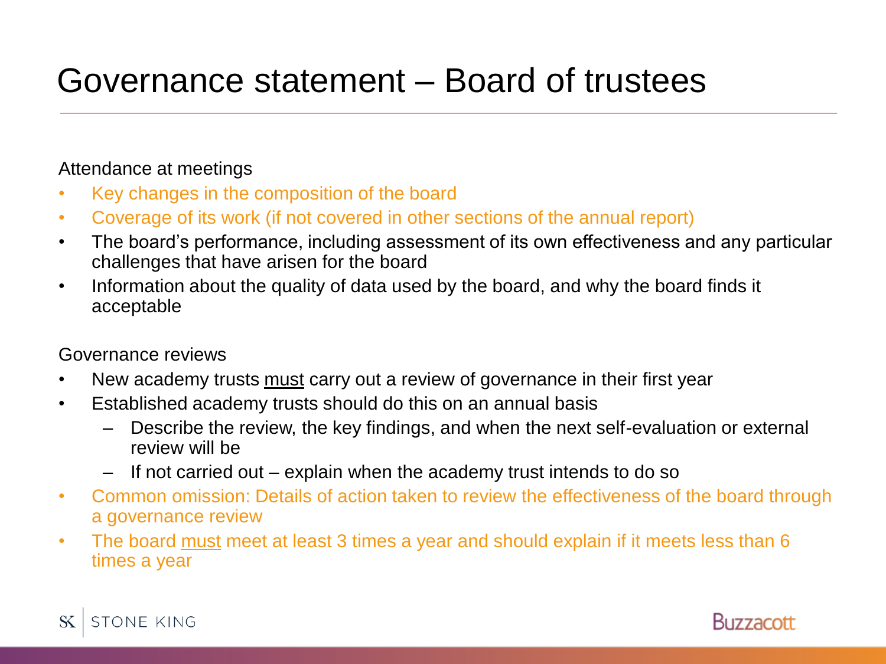# Governance statement – Board of trustees

Attendance at meetings

- Key changes in the composition of the board
- Coverage of its work (if not covered in other sections of the annual report)
- The board's performance, including assessment of its own effectiveness and any particular challenges that have arisen for the board
- Information about the quality of data used by the board, and why the board finds it acceptable

Governance reviews

- New academy trusts <u>must</u> carry out a review of governance in their first year
- Established academy trusts should do this on an annual basis
  - Describe the review, the key findings, and when the next self-evaluation or external review will be
  - If not carried out – explain when the academy trust intends to do so
- Common omission: Details of action taken to review the effectiveness of the board through a governance review
- The board <u>must</u> meet at least 3 times a year and should explain if it meets less than 6 times a year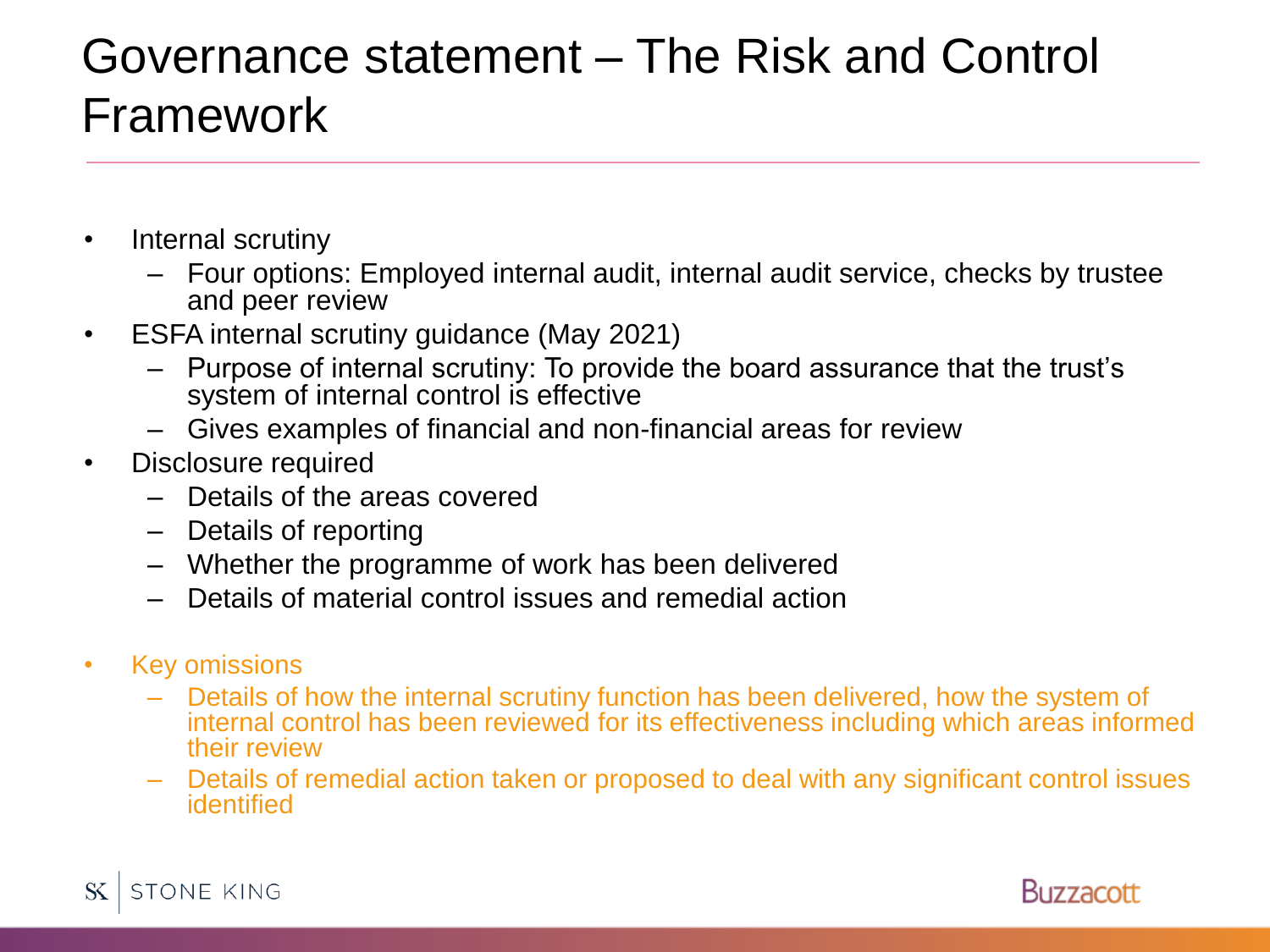# Governance statement – The Risk and Control Framework

- Internal scrutiny
  - Four options: Employed internal audit, internal audit service, checks by trustee and peer review
- ESFA internal scrutiny guidance (May 2021)
  - Purpose of internal scrutiny: To provide the board assurance that the trust's system of internal control is effective
  - Gives examples of financial and non-financial areas for review
- Disclosure required
  - Details of the areas covered
  - Details of reporting
  - Whether the programme of work has been delivered
  - Details of material control issues and remedial action

- Key omissions
  - Details of how the internal scrutiny function has been delivered, how the system of internal control has been reviewed for its effectiveness including which areas informed their review
  - Details of remedial action taken or proposed to deal with any significant control issues identified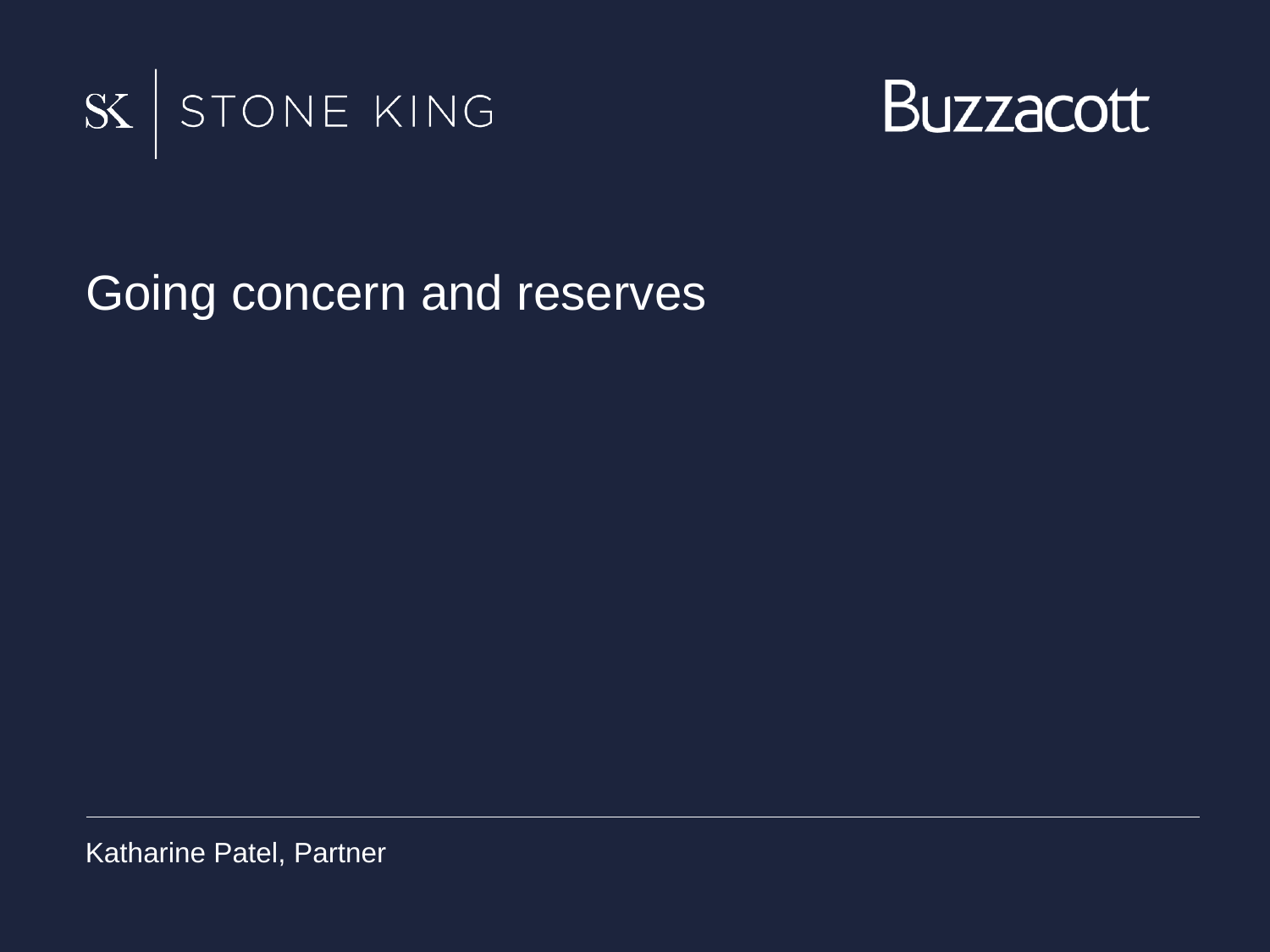SK | STONE KING

Buzzacott

# Going concern and reserves

Katharine Patel, Partner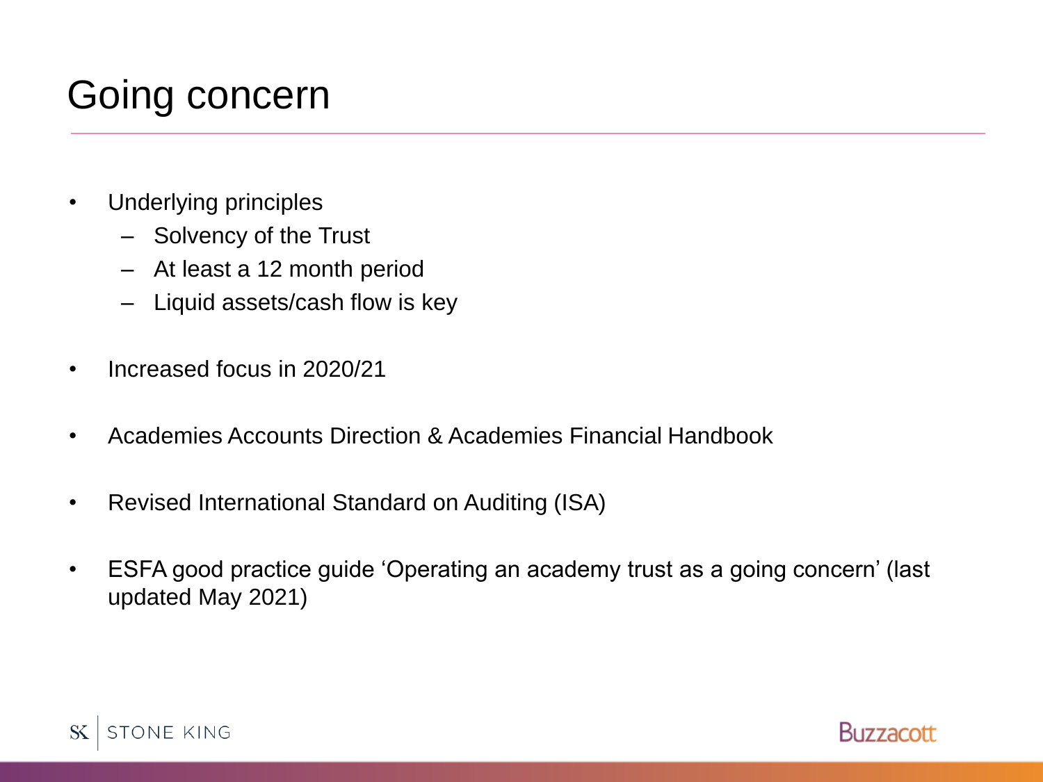# Going concern

- Underlying principles
  - Solvency of the Trust
  - At least a 12 month period
  - Liquid assets/cash flow is key
- Increased focus in 2020/21
- Academies Accounts Direction & Academies Financial Handbook
- Revised International Standard on Auditing (ISA)
- ESFA good practice guide 'Operating an academy trust as a going concern' (last updated May 2021)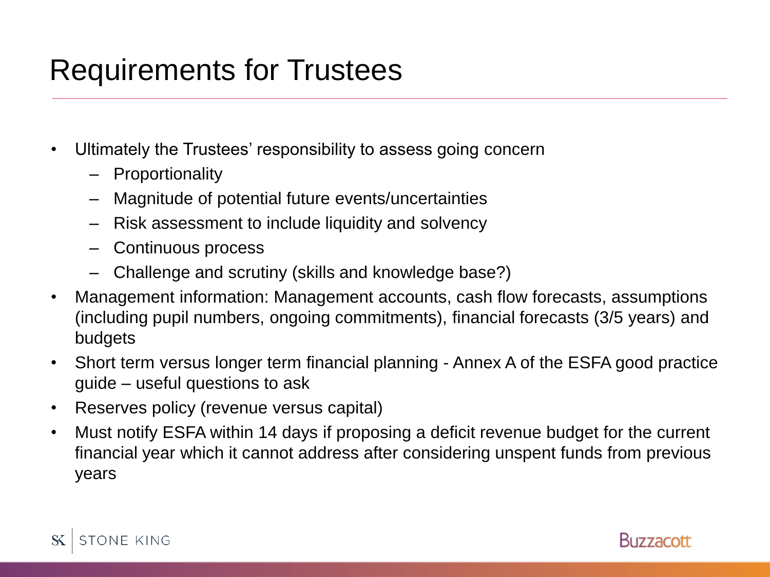# Requirements for Trustees

- Ultimately the Trustees' responsibility to assess going concern
  - Proportionality
  - Magnitude of potential future events/uncertainties
  - Risk assessment to include liquidity and solvency
  - Continuous process
  - Challenge and scrutiny (skills and knowledge base?)
- Management information: Management accounts, cash flow forecasts, assumptions (including pupil numbers, ongoing commitments), financial forecasts (3/5 years) and budgets
- Short term versus longer term financial planning - Annex A of the ESFA good practice guide – useful questions to ask
- Reserves policy (revenue versus capital)
- Must notify ESFA within 14 days if proposing a deficit revenue budget for the current financial year which it cannot address after considering unspent funds from previous years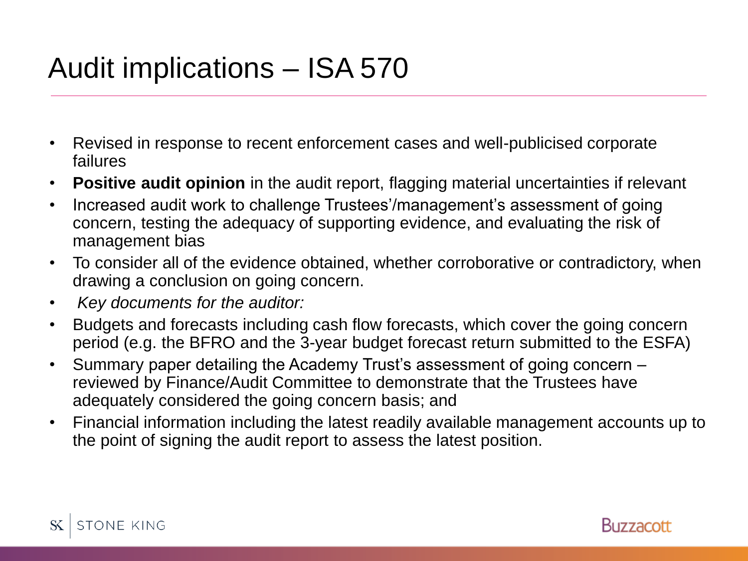# Audit implications – ISA 570

- Revised in response to recent enforcement cases and well-publicised corporate failures
- **Positive audit opinion** in the audit report, flagging material uncertainties if relevant
- Increased audit work to challenge Trustees'/management's assessment of going concern, testing the adequacy of supporting evidence, and evaluating the risk of management bias
- To consider all of the evidence obtained, whether corroborative or contradictory, when drawing a conclusion on going concern.
- *Key documents for the auditor:*
- Budgets and forecasts including cash flow forecasts, which cover the going concern period (e.g. the BFRO and the 3-year budget forecast return submitted to the ESFA)
- Summary paper detailing the Academy Trust's assessment of going concern – reviewed by Finance/Audit Committee to demonstrate that the Trustees have adequately considered the going concern basis; and
- Financial information including the latest readily available management accounts up to the point of signing the audit report to assess the latest position.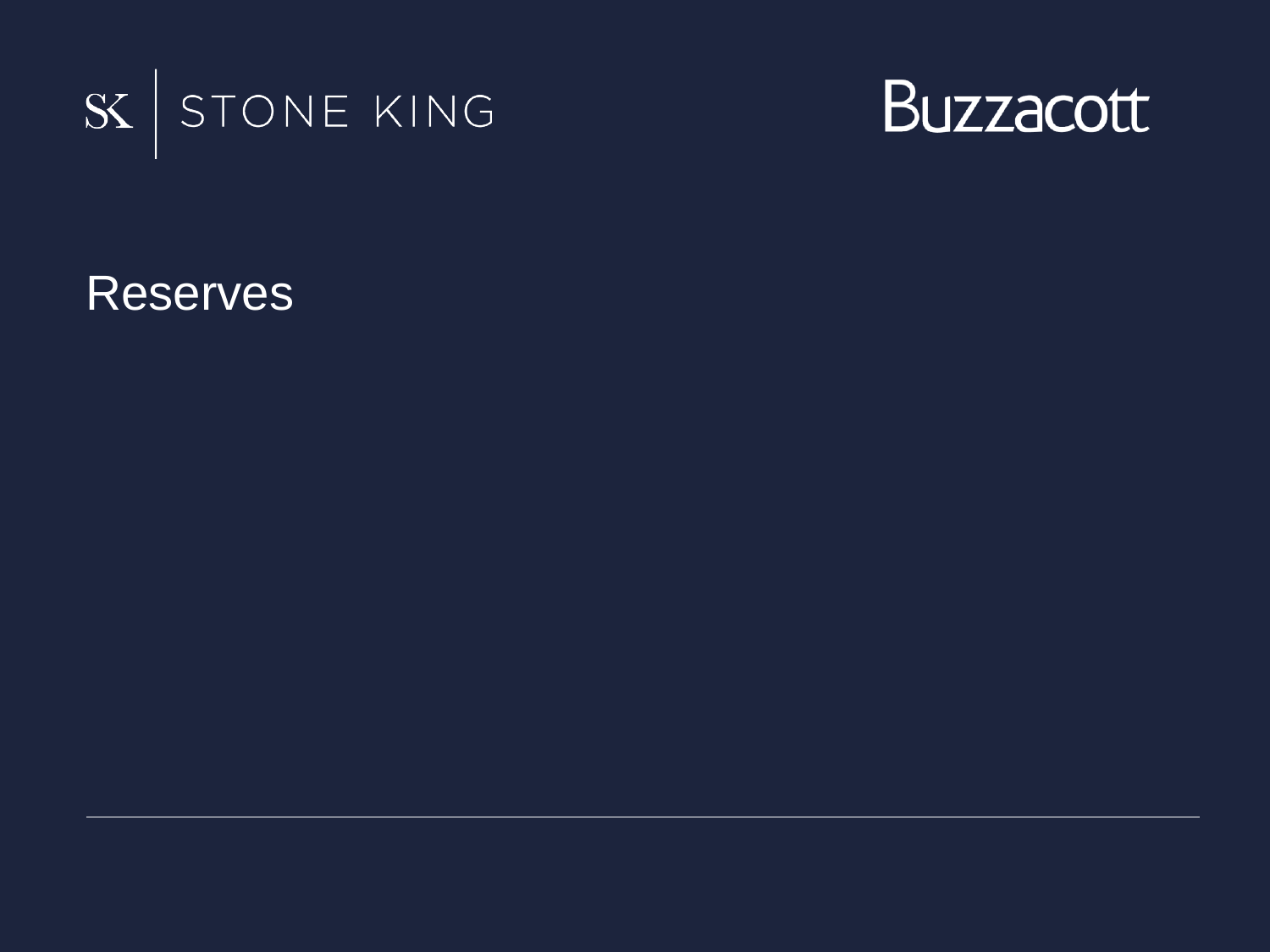SK | STONE KING

Buzzacott

# Reserves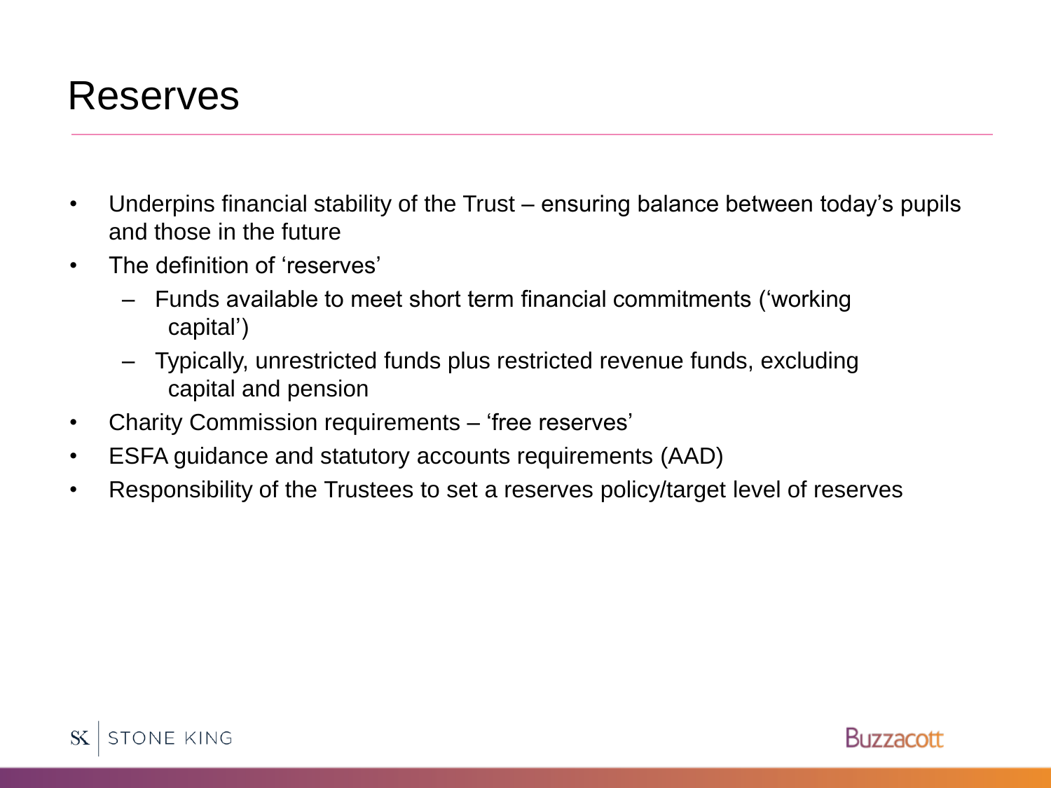# Reserves

- Underpins financial stability of the Trust – ensuring balance between today's pupils and those in the future
- The definition of 'reserves'
  - Funds available to meet short term financial commitments ('working capital')
  - Typically, unrestricted funds plus restricted revenue funds, excluding capital and pension
- Charity Commission requirements – 'free reserves'
- ESFA guidance and statutory accounts requirements (AAD)
- Responsibility of the Trustees to set a reserves policy/target level of reserves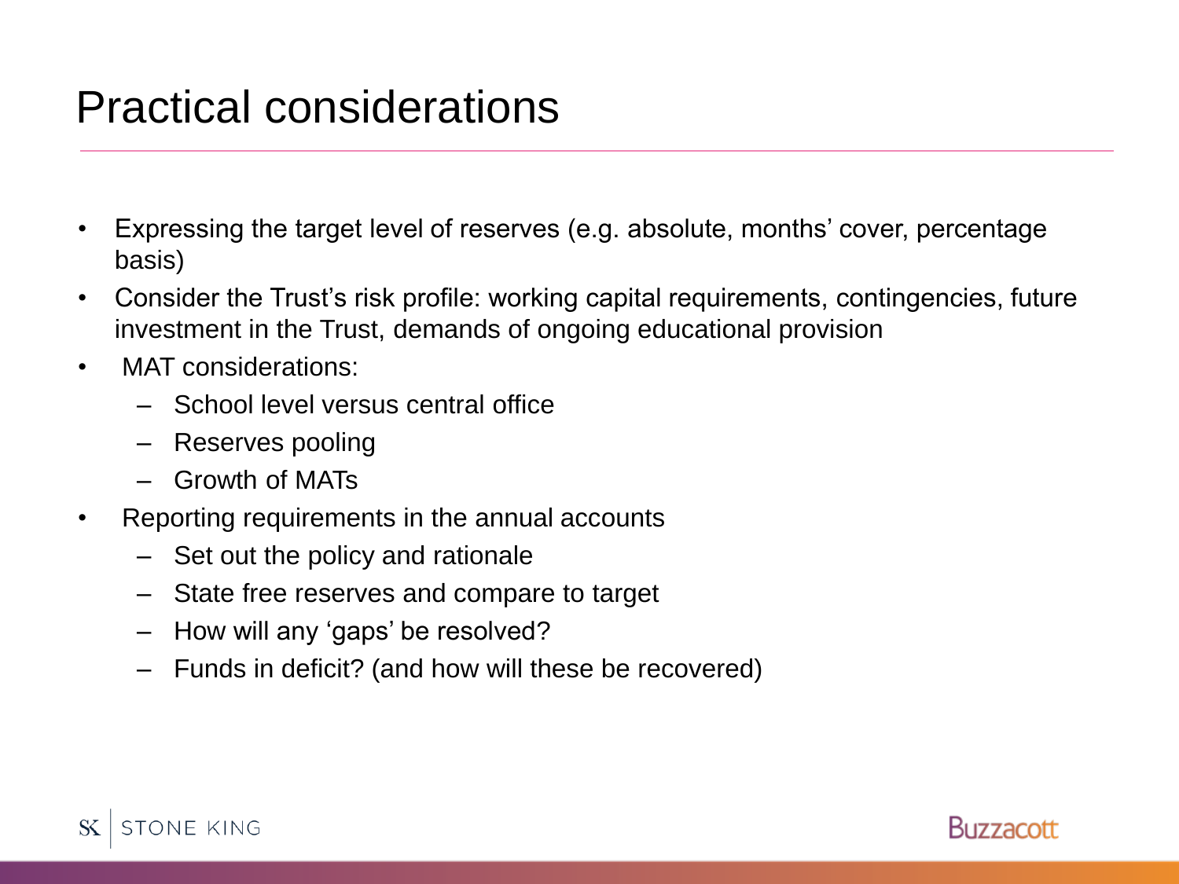# Practical considerations

- Expressing the target level of reserves (e.g. absolute, months' cover, percentage basis)
- Consider the Trust's risk profile: working capital requirements, contingencies, future investment in the Trust, demands of ongoing educational provision
- MAT considerations:
  - School level versus central office
  - Reserves pooling
  - Growth of MATs
- Reporting requirements in the annual accounts
  - Set out the policy and rationale
  - State free reserves and compare to target
  - How will any 'gaps' be resolved?
  - Funds in deficit? (and how will these be recovered)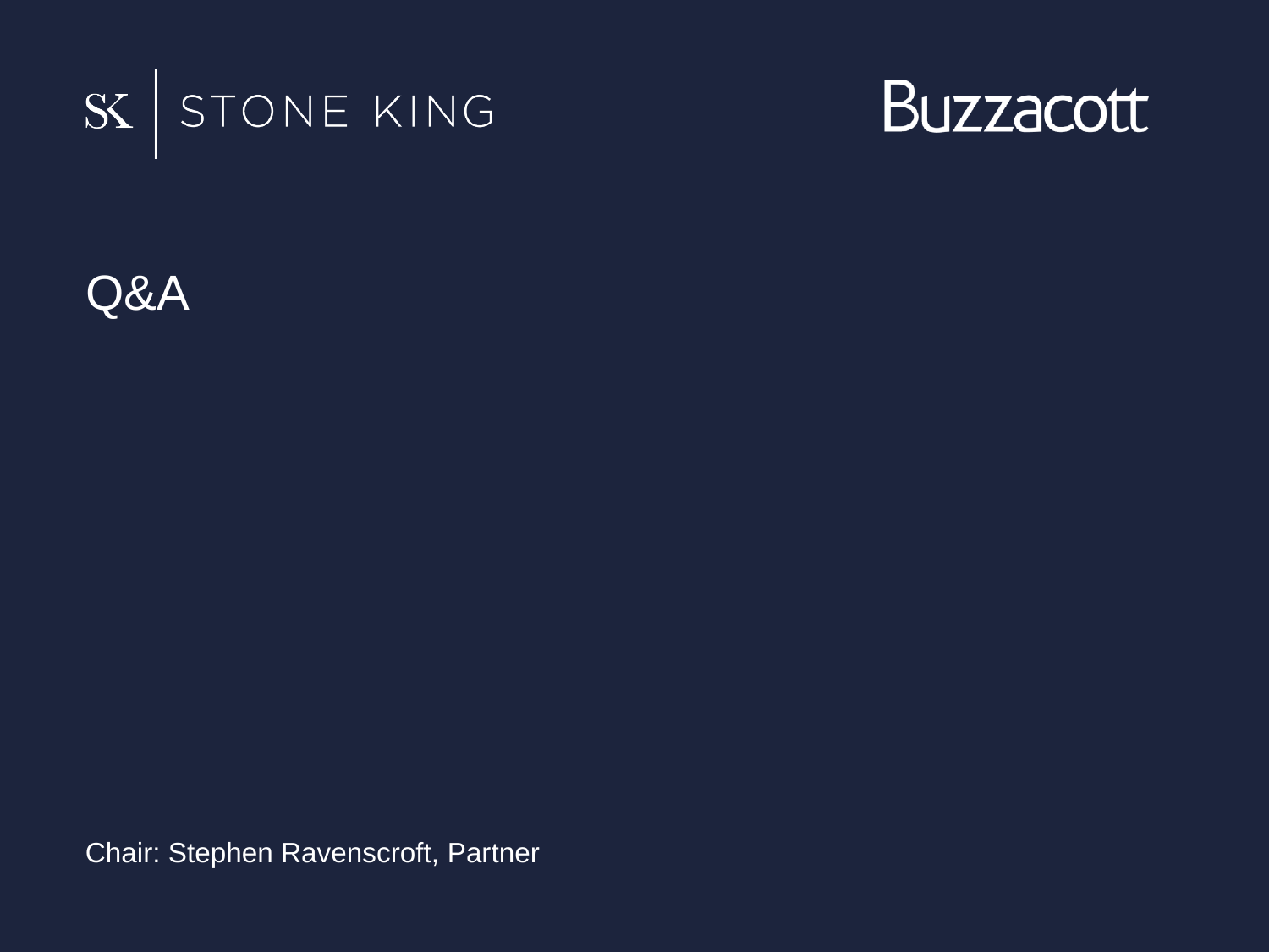SK | STONE KING

Buzzacott

# Q&A

Chair: Stephen Ravenscroft, Partner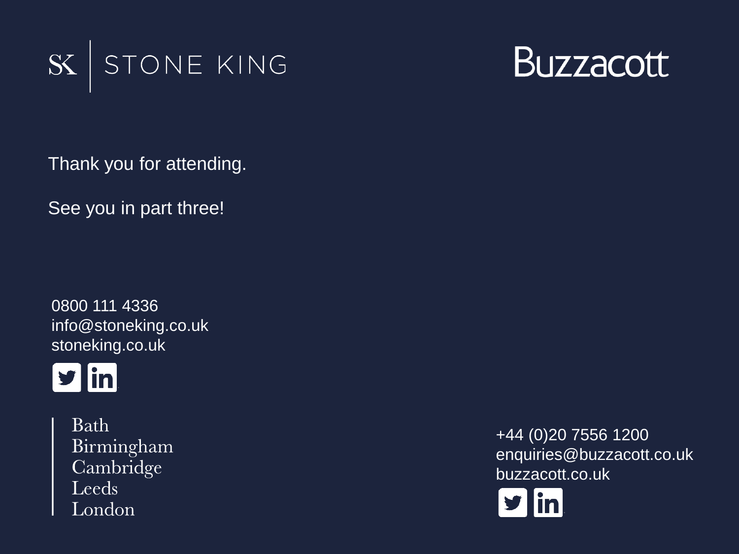SK | STONE KING

Buzzacott

Thank you for attending.

See you in part three!

0800 111 4336
info@stoneking.co.uk
stoneking.co.uk

Bath
Birmingham
Cambridge
Leeds
London

+44 (0)20 7556 1200
enquiries@buzzacott.co.uk
buzzacott.co.uk